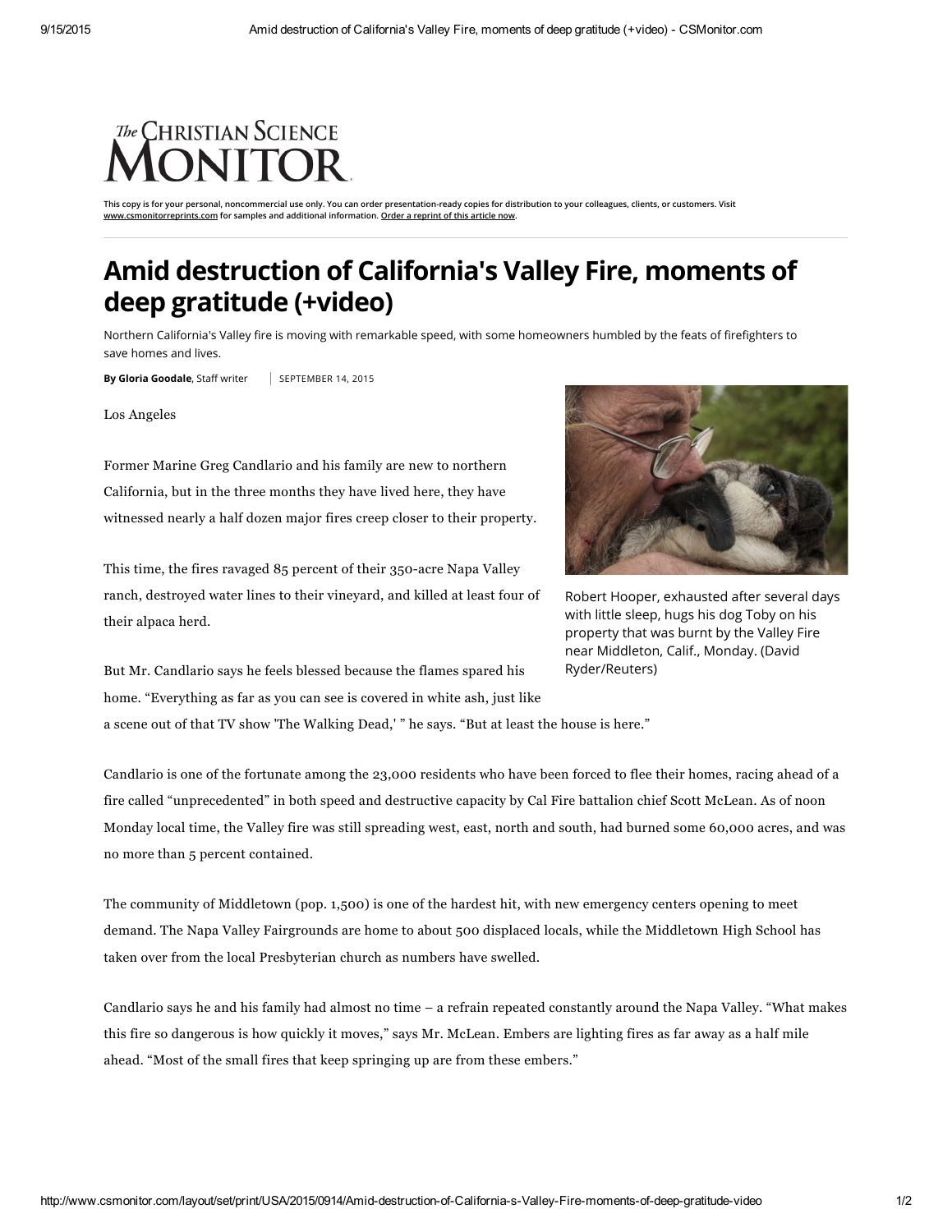The Christian Science Monitor

This copy is for your personal, noncommercial use only. You can order presentation-ready copies for distribution to your colleagues, clients, or customers. Visit www.csmonitorreprints.com for samples and additional information. Order a reprint of this article now.

# Amid destruction of California's Valley Fire, moments of deep gratitude (+video)

Northern California's Valley fire is moving with remarkable speed, with some homeowners humbled by the feats of firefighters to save homes and lives.

**By Gloria Goodale**, Staff writer | SEPTEMBER 14, 2015

Los Angeles

Former Marine Greg Candlario and his family are new to northern California, but in the three months they have lived here, they have witnessed nearly a half dozen major fires creep closer to their property.

This time, the fires ravaged 85 percent of their 350-acre Napa Valley ranch, destroyed water lines to their vineyard, and killed at least four of their alpaca herd.

Robert Hooper, exhausted after several days with little sleep, hugs his dog Toby on his property that was burnt by the Valley Fire near Middleton, Calif., Monday. (David Ryder/Reuters)

But Mr. Candlario says he feels blessed because the flames spared his home. "Everything as far as you can see is covered in white ash, just like a scene out of that TV show 'The Walking Dead,' " he says. "But at least the house is here."

Candlario is one of the fortunate among the 23,000 residents who have been forced to flee their homes, racing ahead of a fire called "unprecedented" in both speed and destructive capacity by Cal Fire battalion chief Scott McLean. As of noon Monday local time, the Valley fire was still spreading west, east, north and south, had burned some 60,000 acres, and was no more than 5 percent contained.

The community of Middletown (pop. 1,500) is one of the hardest hit, with new emergency centers opening to meet demand. The Napa Valley Fairgrounds are home to about 500 displaced locals, while the Middletown High School has taken over from the local Presbyterian church as numbers have swelled.

Candlario says he and his family had almost no time – a refrain repeated constantly around the Napa Valley. "What makes this fire so dangerous is how quickly it moves," says Mr. McLean. Embers are lighting fires as far away as a half mile ahead. "Most of the small fires that keep springing up are from these embers."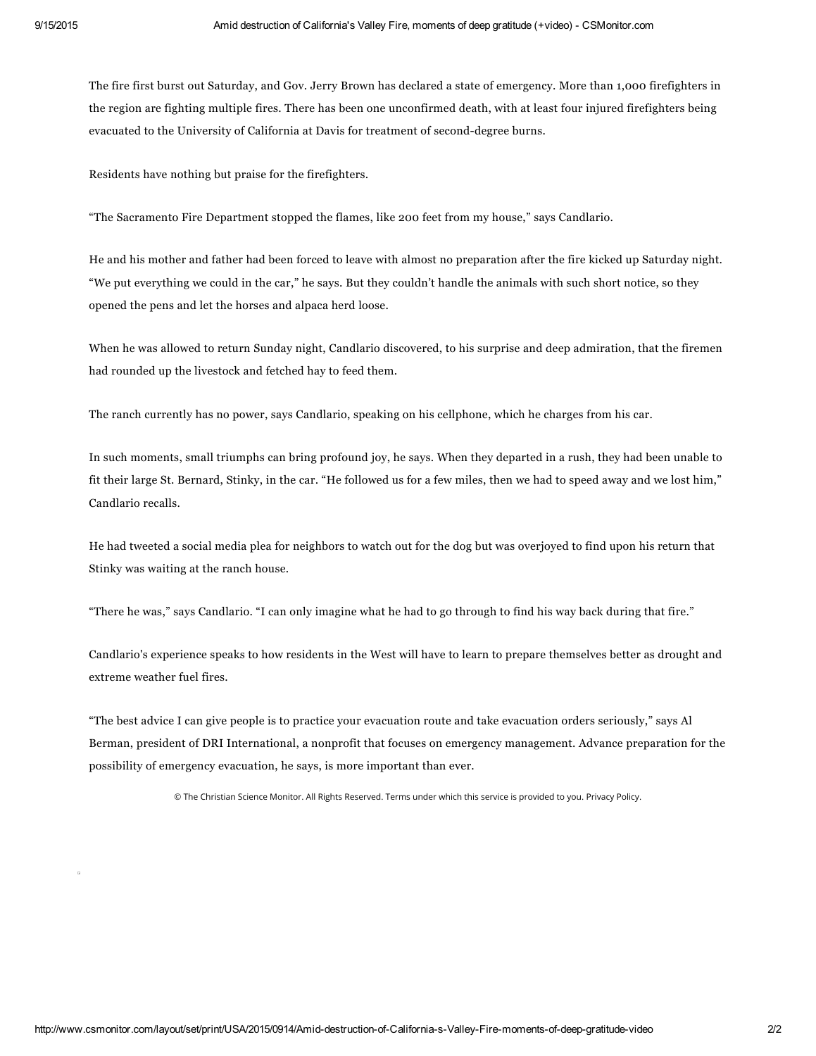The fire first burst out Saturday, and Gov. Jerry Brown has declared a state of emergency. More than 1,000 firefighters in the region are fighting multiple fires. There has been one unconfirmed death, with at least four injured firefighters being evacuated to the University of California at Davis for treatment of second-degree burns.

Residents have nothing but praise for the firefighters.

"The Sacramento Fire Department stopped the flames, like 200 feet from my house," says Candlario.

He and his mother and father had been forced to leave with almost no preparation after the fire kicked up Saturday night. "We put everything we could in the car," he says. But they couldn't handle the animals with such short notice, so they opened the pens and let the horses and alpaca herd loose.

When he was allowed to return Sunday night, Candlario discovered, to his surprise and deep admiration, that the firemen had rounded up the livestock and fetched hay to feed them.

The ranch currently has no power, says Candlario, speaking on his cellphone, which he charges from his car.

In such moments, small triumphs can bring profound joy, he says. When they departed in a rush, they had been unable to fit their large St. Bernard, Stinky, in the car. "He followed us for a few miles, then we had to speed away and we lost him," Candlario recalls.

He had tweeted a social media plea for neighbors to watch out for the dog but was overjoyed to find upon his return that Stinky was waiting at the ranch house.

"There he was," says Candlario. "I can only imagine what he had to go through to find his way back during that fire."

Candlario's experience speaks to how residents in the West will have to learn to prepare themselves better as drought and extreme weather fuel fires.

"The best advice I can give people is to practice your evacuation route and take evacuation orders seriously," says Al Berman, president of DRI International, a nonprofit that focuses on emergency management. Advance preparation for the possibility of emergency evacuation, he says, is more important than ever.

© The Christian Science Monitor. All Rights Reserved. Terms under which this service is provided to you. Privacy Policy.